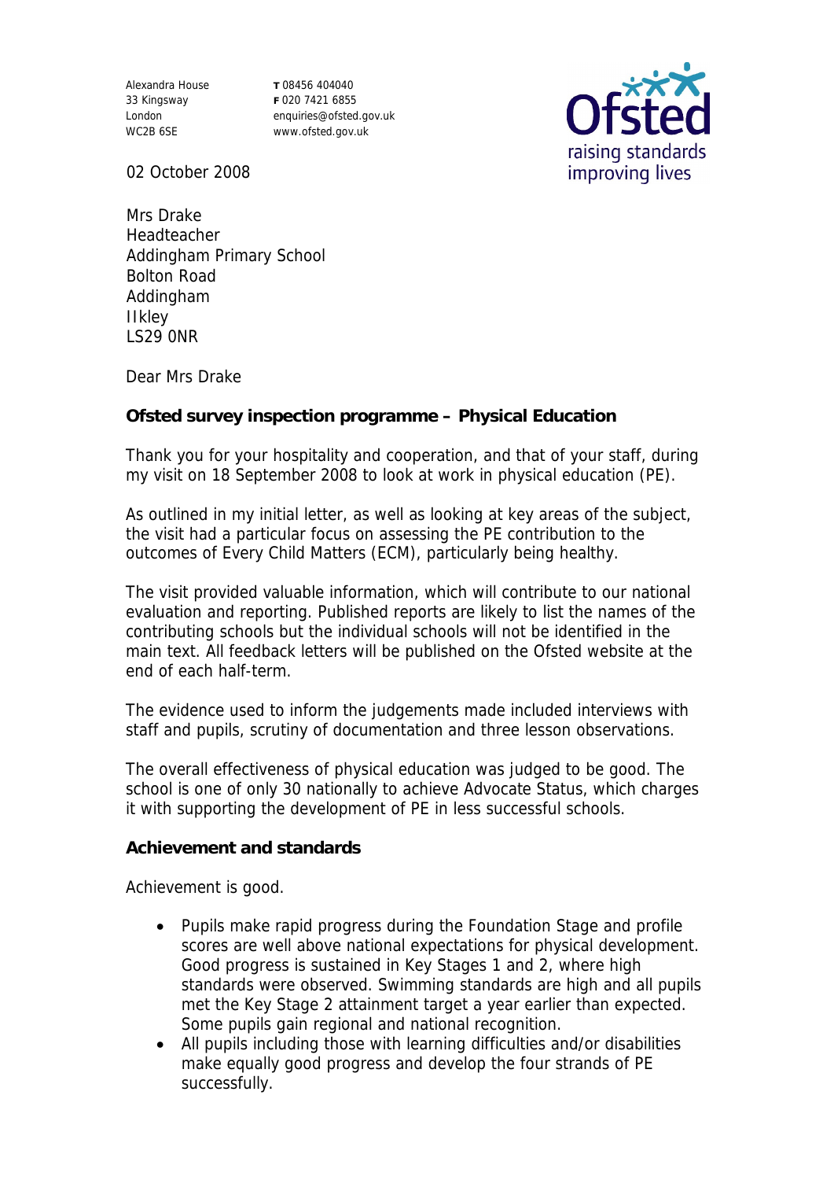Alexandra House
33 Kingsway
London
WC2B 6SE

**T** 08456 404040
**F** 020 7421 6855
enquiries@ofsted.gov.uk
www.ofsted.gov.uk

Ofsted
raising standards
improving lives

02 October 2008

Mrs Drake
Headteacher
Addingham Primary School
Bolton Road
Addingham
Ilkley
LS29 0NR

Dear Mrs Drake

**Ofsted survey inspection programme – Physical Education**

Thank you for your hospitality and cooperation, and that of your staff, during my visit on 18 September 2008 to look at work in physical education (PE).

As outlined in my initial letter, as well as looking at key areas of the subject, the visit had a particular focus on assessing the PE contribution to the outcomes of Every Child Matters (ECM), particularly being healthy.

The visit provided valuable information, which will contribute to our national evaluation and reporting. Published reports are likely to list the names of the contributing schools but the individual schools will not be identified in the main text. All feedback letters will be published on the Ofsted website at the end of each half-term.

The evidence used to inform the judgements made included interviews with staff and pupils, scrutiny of documentation and three lesson observations.

The overall effectiveness of physical education was judged to be good. The school is one of only 30 nationally to achieve Advocate Status, which charges it with supporting the development of PE in less successful schools.

**Achievement and standards**

Achievement is good.

- Pupils make rapid progress during the Foundation Stage and profile scores are well above national expectations for physical development. Good progress is sustained in Key Stages 1 and 2, where high standards were observed. Swimming standards are high and all pupils met the Key Stage 2 attainment target a year earlier than expected. Some pupils gain regional and national recognition.
- All pupils including those with learning difficulties and/or disabilities make equally good progress and develop the four strands of PE successfully.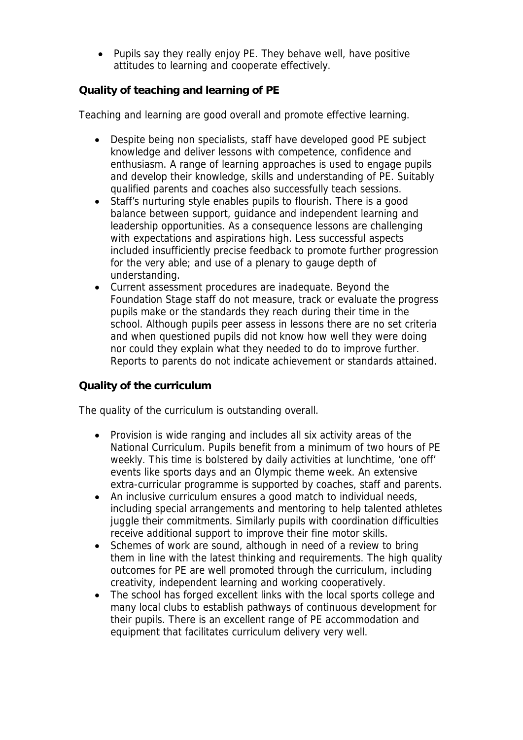- Pupils say they really enjoy PE. They behave well, have positive attitudes to learning and cooperate effectively.

**Quality of teaching and learning of PE**

Teaching and learning are good overall and promote effective learning.

- Despite being non specialists, staff have developed good PE subject knowledge and deliver lessons with competence, confidence and enthusiasm. A range of learning approaches is used to engage pupils and develop their knowledge, skills and understanding of PE. Suitably qualified parents and coaches also successfully teach sessions.
- Staff's nurturing style enables pupils to flourish. There is a good balance between support, guidance and independent learning and leadership opportunities. As a consequence lessons are challenging with expectations and aspirations high. Less successful aspects included insufficiently precise feedback to promote further progression for the very able; and use of a plenary to gauge depth of understanding.
- Current assessment procedures are inadequate. Beyond the Foundation Stage staff do not measure, track or evaluate the progress pupils make or the standards they reach during their time in the school. Although pupils peer assess in lessons there are no set criteria and when questioned pupils did not know how well they were doing nor could they explain what they needed to do to improve further. Reports to parents do not indicate achievement or standards attained.

**Quality of the curriculum**

The quality of the curriculum is outstanding overall.

- Provision is wide ranging and includes all six activity areas of the National Curriculum. Pupils benefit from a minimum of two hours of PE weekly. This time is bolstered by daily activities at lunchtime, 'one off' events like sports days and an Olympic theme week. An extensive extra-curricular programme is supported by coaches, staff and parents.
- An inclusive curriculum ensures a good match to individual needs, including special arrangements and mentoring to help talented athletes juggle their commitments. Similarly pupils with coordination difficulties receive additional support to improve their fine motor skills.
- Schemes of work are sound, although in need of a review to bring them in line with the latest thinking and requirements. The high quality outcomes for PE are well promoted through the curriculum, including creativity, independent learning and working cooperatively.
- The school has forged excellent links with the local sports college and many local clubs to establish pathways of continuous development for their pupils. There is an excellent range of PE accommodation and equipment that facilitates curriculum delivery very well.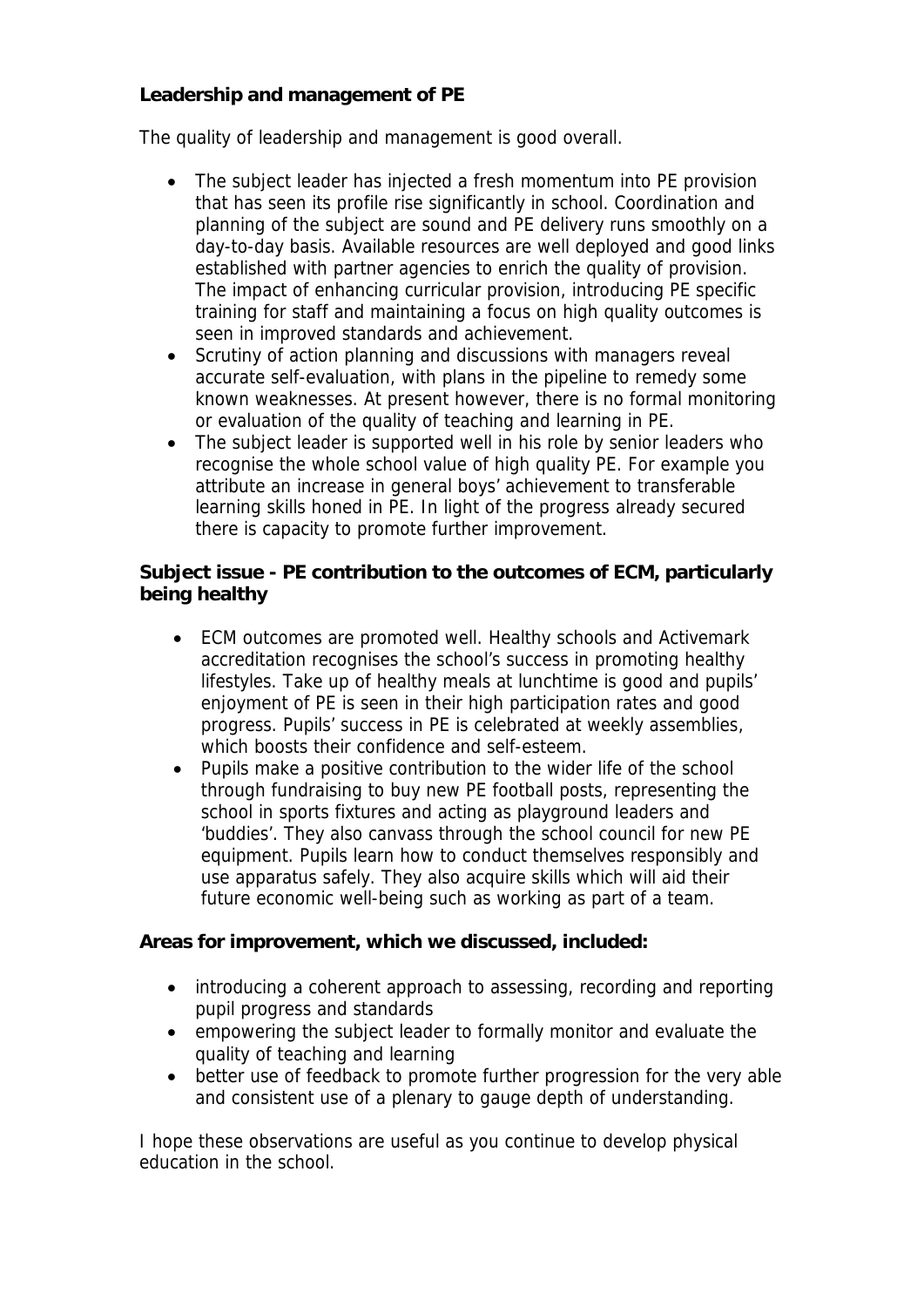**Leadership and management of PE**

The quality of leadership and management is good overall.

- The subject leader has injected a fresh momentum into PE provision that has seen its profile rise significantly in school. Coordination and planning of the subject are sound and PE delivery runs smoothly on a day-to-day basis. Available resources are well deployed and good links established with partner agencies to enrich the quality of provision. The impact of enhancing curricular provision, introducing PE specific training for staff and maintaining a focus on high quality outcomes is seen in improved standards and achievement.
- Scrutiny of action planning and discussions with managers reveal accurate self-evaluation, with plans in the pipeline to remedy some known weaknesses. At present however, there is no formal monitoring or evaluation of the quality of teaching and learning in PE.
- The subject leader is supported well in his role by senior leaders who recognise the whole school value of high quality PE. For example you attribute an increase in general boys' achievement to transferable learning skills honed in PE. In light of the progress already secured there is capacity to promote further improvement.

**Subject issue - PE contribution to the outcomes of ECM, particularly being healthy**

- ECM outcomes are promoted well. Healthy schools and Activemark accreditation recognises the school's success in promoting healthy lifestyles. Take up of healthy meals at lunchtime is good and pupils' enjoyment of PE is seen in their high participation rates and good progress. Pupils' success in PE is celebrated at weekly assemblies, which boosts their confidence and self-esteem.
- Pupils make a positive contribution to the wider life of the school through fundraising to buy new PE football posts, representing the school in sports fixtures and acting as playground leaders and 'buddies'. They also canvass through the school council for new PE equipment. Pupils learn how to conduct themselves responsibly and use apparatus safely. They also acquire skills which will aid their future economic well-being such as working as part of a team.

**Areas for improvement, which we discussed, included:**

- introducing a coherent approach to assessing, recording and reporting pupil progress and standards
- empowering the subject leader to formally monitor and evaluate the quality of teaching and learning
- better use of feedback to promote further progression for the very able and consistent use of a plenary to gauge depth of understanding.

I hope these observations are useful as you continue to develop physical education in the school.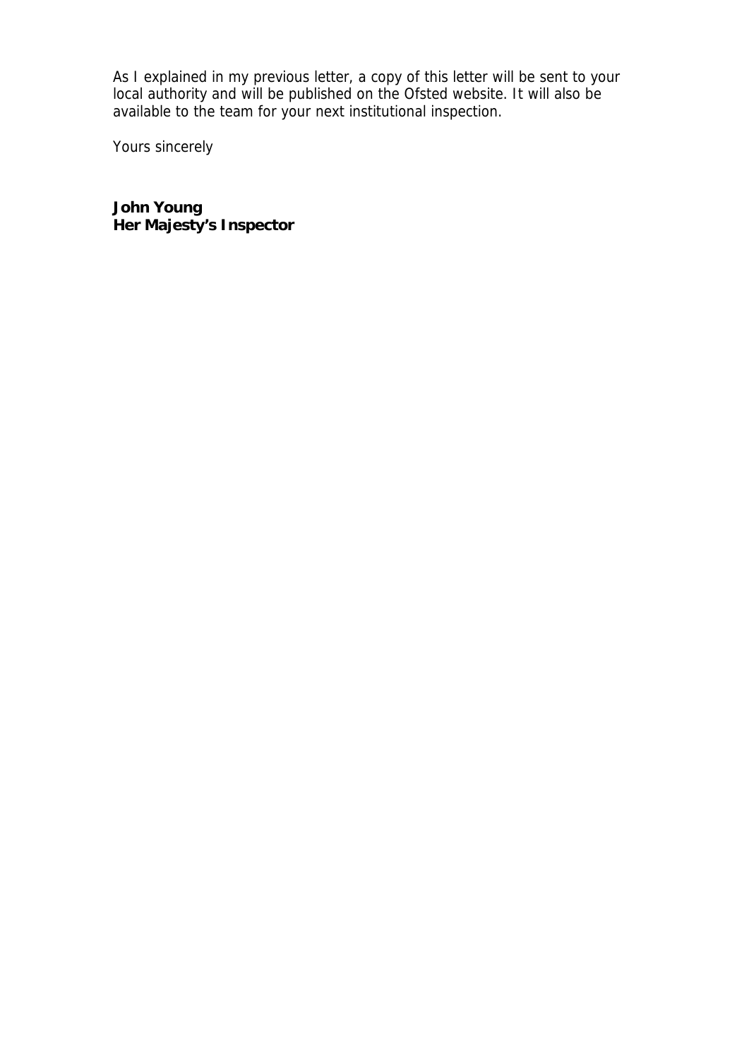As I explained in my previous letter, a copy of this letter will be sent to your local authority and will be published on the Ofsted website. It will also be available to the team for your next institutional inspection.

Yours sincerely

**John Young**
**Her Majesty's Inspector**